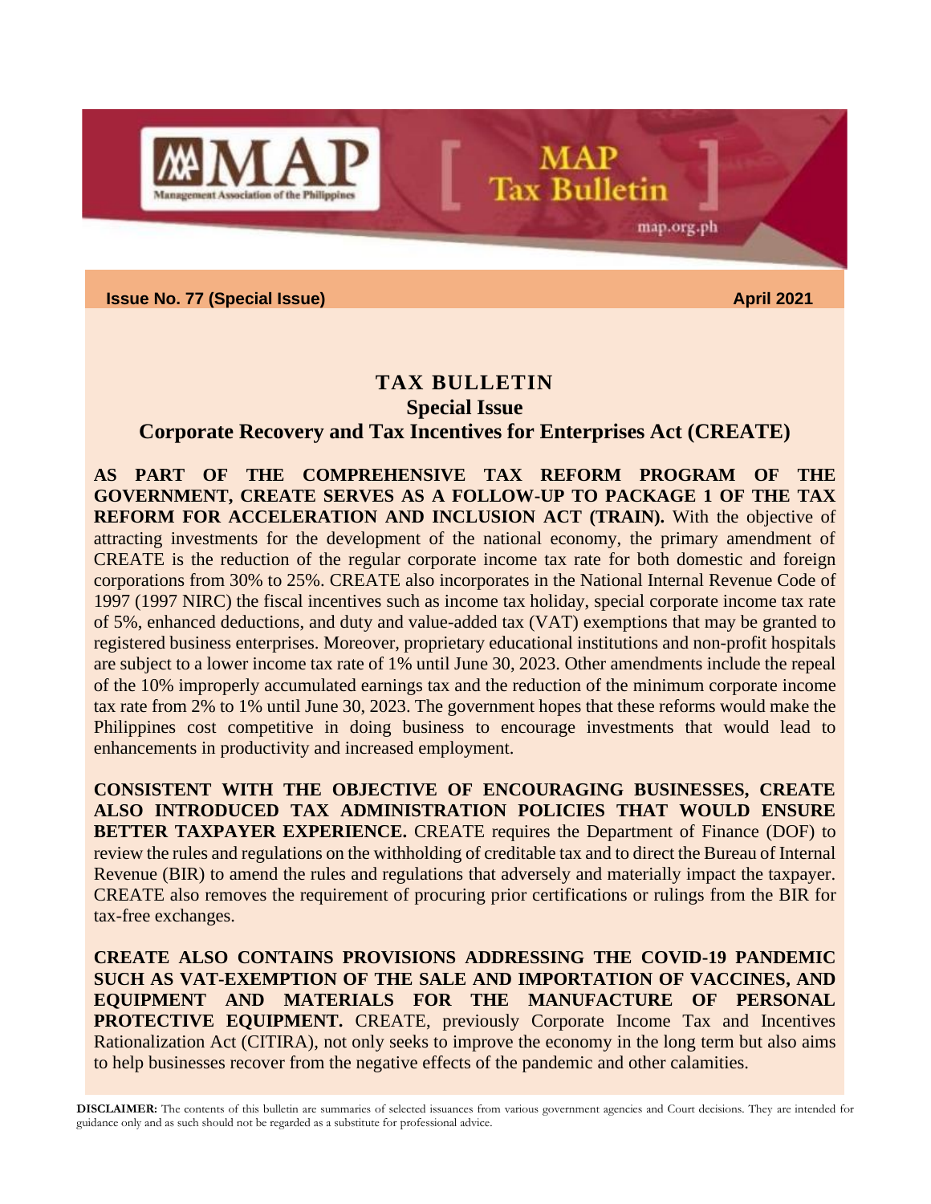**Issue No. 77 (Special Issue)** **April 2021**

# TAX BULLETIN

## Special Issue

## Corporate Recovery and Tax Incentives for Enterprises Act (CREATE)

**AS PART OF THE COMPREHENSIVE TAX REFORM PROGRAM OF THE GOVERNMENT, CREATE SERVES AS A FOLLOW-UP TO PACKAGE 1 OF THE TAX REFORM FOR ACCELERATION AND INCLUSION ACT (TRAIN).** With the objective of attracting investments for the development of the national economy, the primary amendment of CREATE is the reduction of the regular corporate income tax rate for both domestic and foreign corporations from 30% to 25%. CREATE also incorporates in the National Internal Revenue Code of 1997 (1997 NIRC) the fiscal incentives such as income tax holiday, special corporate income tax rate of 5%, enhanced deductions, and duty and value-added tax (VAT) exemptions that may be granted to registered business enterprises. Moreover, proprietary educational institutions and non-profit hospitals are subject to a lower income tax rate of 1% until June 30, 2023. Other amendments include the repeal of the 10% improperly accumulated earnings tax and the reduction of the minimum corporate income tax rate from 2% to 1% until June 30, 2023. The government hopes that these reforms would make the Philippines cost competitive in doing business to encourage investments that would lead to enhancements in productivity and increased employment.

**CONSISTENT WITH THE OBJECTIVE OF ENCOURAGING BUSINESSES, CREATE ALSO INTRODUCED TAX ADMINISTRATION POLICIES THAT WOULD ENSURE BETTER TAXPAYER EXPERIENCE.** CREATE requires the Department of Finance (DOF) to review the rules and regulations on the withholding of creditable tax and to direct the Bureau of Internal Revenue (BIR) to amend the rules and regulations that adversely and materially impact the taxpayer. CREATE also removes the requirement of procuring prior certifications or rulings from the BIR for tax-free exchanges.

**CREATE ALSO CONTAINS PROVISIONS ADDRESSING THE COVID-19 PANDEMIC SUCH AS VAT-EXEMPTION OF THE SALE AND IMPORTATION OF VACCINES, AND EQUIPMENT AND MATERIALS FOR THE MANUFACTURE OF PERSONAL PROTECTIVE EQUIPMENT.** CREATE, previously Corporate Income Tax and Incentives Rationalization Act (CITIRA), not only seeks to improve the economy in the long term but also aims to help businesses recover from the negative effects of the pandemic and other calamities.

**DISCLAIMER:** The contents of this bulletin are summaries of selected issuances from various government agencies and Court decisions. They are intended for guidance only and as such should not be regarded as a substitute for professional advice.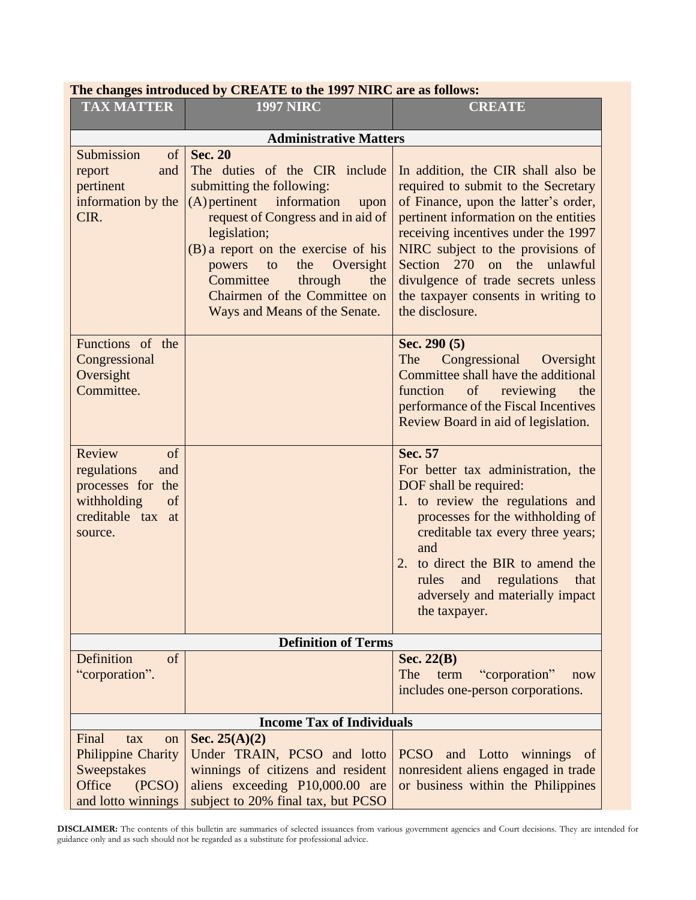**The changes introduced by CREATE to the 1997 NIRC are as follows:**

| TAX MATTER | 1997 NIRC | CREATE |
|---|---|---|
| **Administrative Matters** | | |
| Submission of report and pertinent information by the CIR. | **Sec. 20**<br>The duties of the CIR include submitting the following:<br>(A) pertinent information upon request of Congress and in aid of legislation;<br>(B) a report on the exercise of his powers to the Oversight Committee through the Chairmen of the Committee on Ways and Means of the Senate. | In addition, the CIR shall also be required to submit to the Secretary of Finance, upon the latter's order, pertinent information on the entities receiving incentives under the 1997 NIRC subject to the provisions of Section 270 on the unlawful divulgence of trade secrets unless the taxpayer consents in writing to the disclosure. |
| Functions of the Congressional Oversight Committee. | | **Sec. 290 (5)**<br>The Congressional Oversight Committee shall have the additional function of reviewing the performance of the Fiscal Incentives Review Board in aid of legislation. |
| Review of regulations and processes for the withholding of creditable tax at source. | | **Sec. 57**<br>For better tax administration, the DOF shall be required:<br>1. to review the regulations and processes for the withholding of creditable tax every three years; and<br>2. to direct the BIR to amend the rules and regulations that adversely and materially impact the taxpayer. |
| **Definition of Terms** | | |
| Definition of "corporation". | | **Sec. 22(B)**<br>The term "corporation" now includes one-person corporations. |
| **Income Tax of Individuals** | | |
| Final tax on Philippine Charity Sweepstakes Office (PCSO) and lotto winnings | **Sec. 25(A)(2)**<br>Under TRAIN, PCSO and lotto winnings of citizens and resident aliens exceeding P10,000.00 are subject to 20% final tax, but PCSO | PCSO and Lotto winnings of nonresident aliens engaged in trade or business within the Philippines |

**DISCLAIMER:** The contents of this bulletin are summaries of selected issuances from various government agencies and Court decisions. They are intended for guidance only and as such should not be regarded as a substitute for professional advice.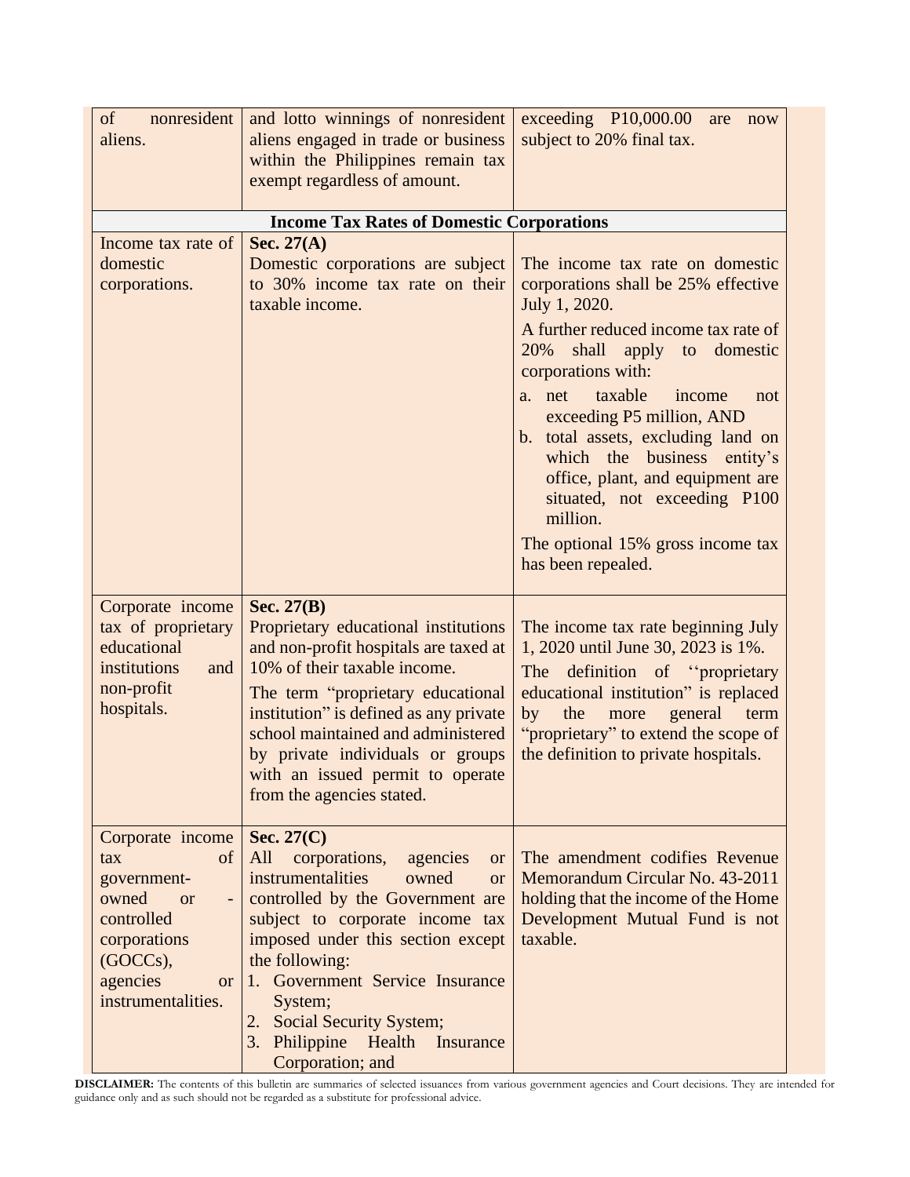| | | |
|---|---|---|
| of nonresident aliens. | and lotto winnings of nonresident aliens engaged in trade or business within the Philippines remain tax exempt regardless of amount. | exceeding P10,000.00 are now subject to 20% final tax. |
| **Income Tax Rates of Domestic Corporations** | | |
| Income tax rate of domestic corporations. | **Sec. 27(A)**<br>Domestic corporations are subject to 30% income tax rate on their taxable income. | The income tax rate on domestic corporations shall be 25% effective July 1, 2020.<br>A further reduced income tax rate of 20% shall apply to domestic corporations with:<br>a. net taxable income not exceeding P5 million, AND<br>b. total assets, excluding land on which the business entity's office, plant, and equipment are situated, not exceeding P100 million.<br>The optional 15% gross income tax has been repealed. |
| Corporate income tax of proprietary educational institutions and non-profit hospitals. | **Sec. 27(B)**<br>Proprietary educational institutions and non-profit hospitals are taxed at 10% of their taxable income.<br>The term "proprietary educational institution" is defined as any private school maintained and administered by private individuals or groups with an issued permit to operate from the agencies stated. | The income tax rate beginning July 1, 2020 until June 30, 2023 is 1%.<br>The definition of ''proprietary educational institution" is replaced by the more general term "proprietary" to extend the scope of the definition to private hospitals. |
| Corporate income tax of government-owned or -controlled corporations (GOCCs), agencies or instrumentalities. | **Sec. 27(C)**<br>All corporations, agencies or instrumentalities owned or controlled by the Government are subject to corporate income tax imposed under this section except the following:<br>1. Government Service Insurance System;<br>2. Social Security System;<br>3. Philippine Health Insurance Corporation; and | The amendment codifies Revenue Memorandum Circular No. 43-2011 holding that the income of the Home Development Mutual Fund is not taxable. |

**DISCLAIMER:** The contents of this bulletin are summaries of selected issuances from various government agencies and Court decisions. They are intended for guidance only and as such should not be regarded as a substitute for professional advice.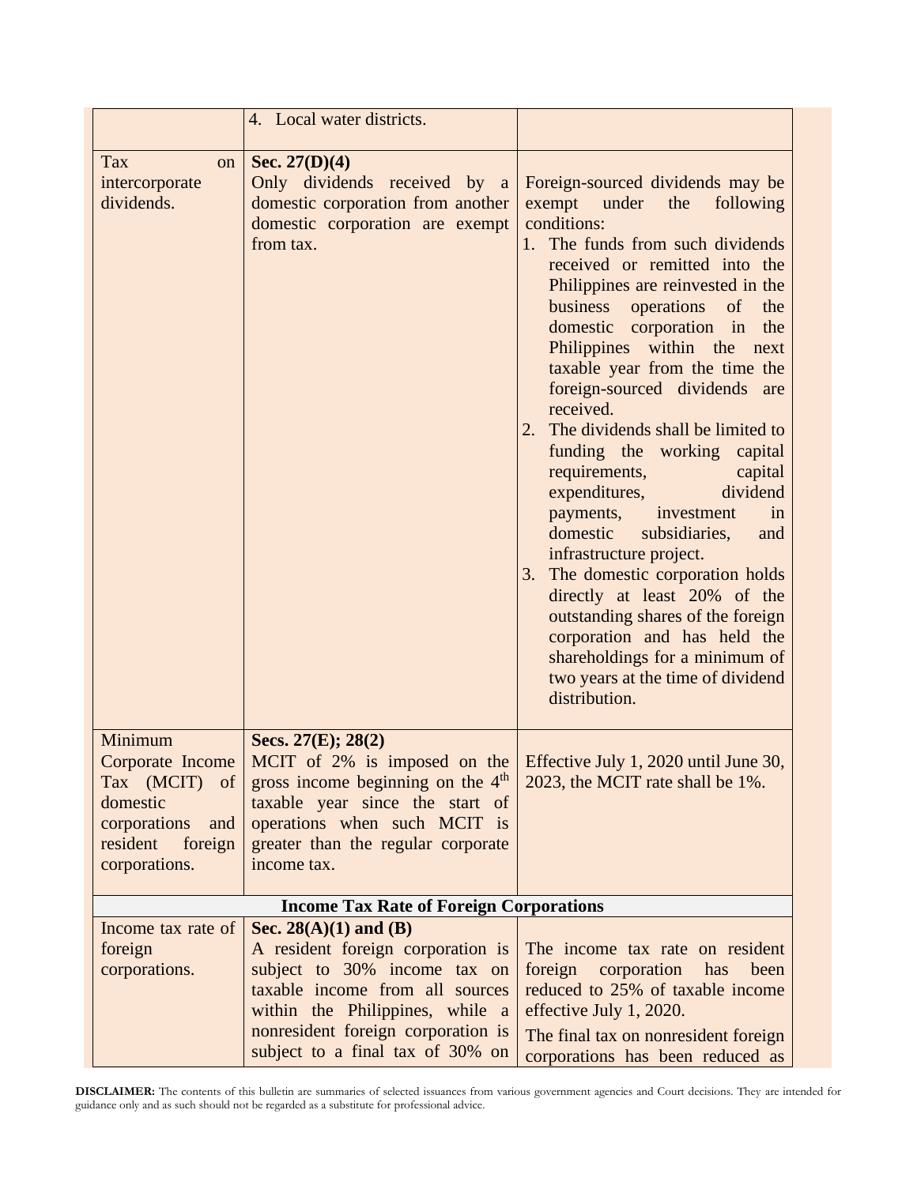| | | |
|---|---|---|
| | 4. Local water districts. | |
| Tax on intercorporate dividends. | **Sec. 27(D)(4)**<br>Only dividends received by a domestic corporation from another domestic corporation are exempt from tax. | Foreign-sourced dividends may be exempt under the following conditions:<br>1. The funds from such dividends received or remitted into the Philippines are reinvested in the business operations of the domestic corporation in the Philippines within the next taxable year from the time the foreign-sourced dividends are received.<br>2. The dividends shall be limited to funding the working capital requirements, capital expenditures, dividend payments, investment in domestic subsidiaries, and infrastructure project.<br>3. The domestic corporation holds directly at least 20% of the outstanding shares of the foreign corporation and has held the shareholdings for a minimum of two years at the time of dividend distribution. |
| Minimum Corporate Income Tax (MCIT) of domestic corporations and resident foreign corporations. | **Secs. 27(E); 28(2)**<br>MCIT of 2% is imposed on the gross income beginning on the 4th taxable year since the start of operations when such MCIT is greater than the regular corporate income tax. | Effective July 1, 2020 until June 30, 2023, the MCIT rate shall be 1%. |
| **Income Tax Rate of Foreign Corporations** | | |
| Income tax rate of foreign corporations. | **Sec. 28(A)(1) and (B)**<br>A resident foreign corporation is subject to 30% income tax on taxable income from all sources within the Philippines, while a nonresident foreign corporation is subject to a final tax of 30% on | The income tax rate on resident foreign corporation has been reduced to 25% of taxable income effective July 1, 2020.<br>The final tax on nonresident foreign corporations has been reduced as |

**DISCLAIMER:** The contents of this bulletin are summaries of selected issuances from various government agencies and Court decisions. They are intended for guidance only and as such should not be regarded as a substitute for professional advice.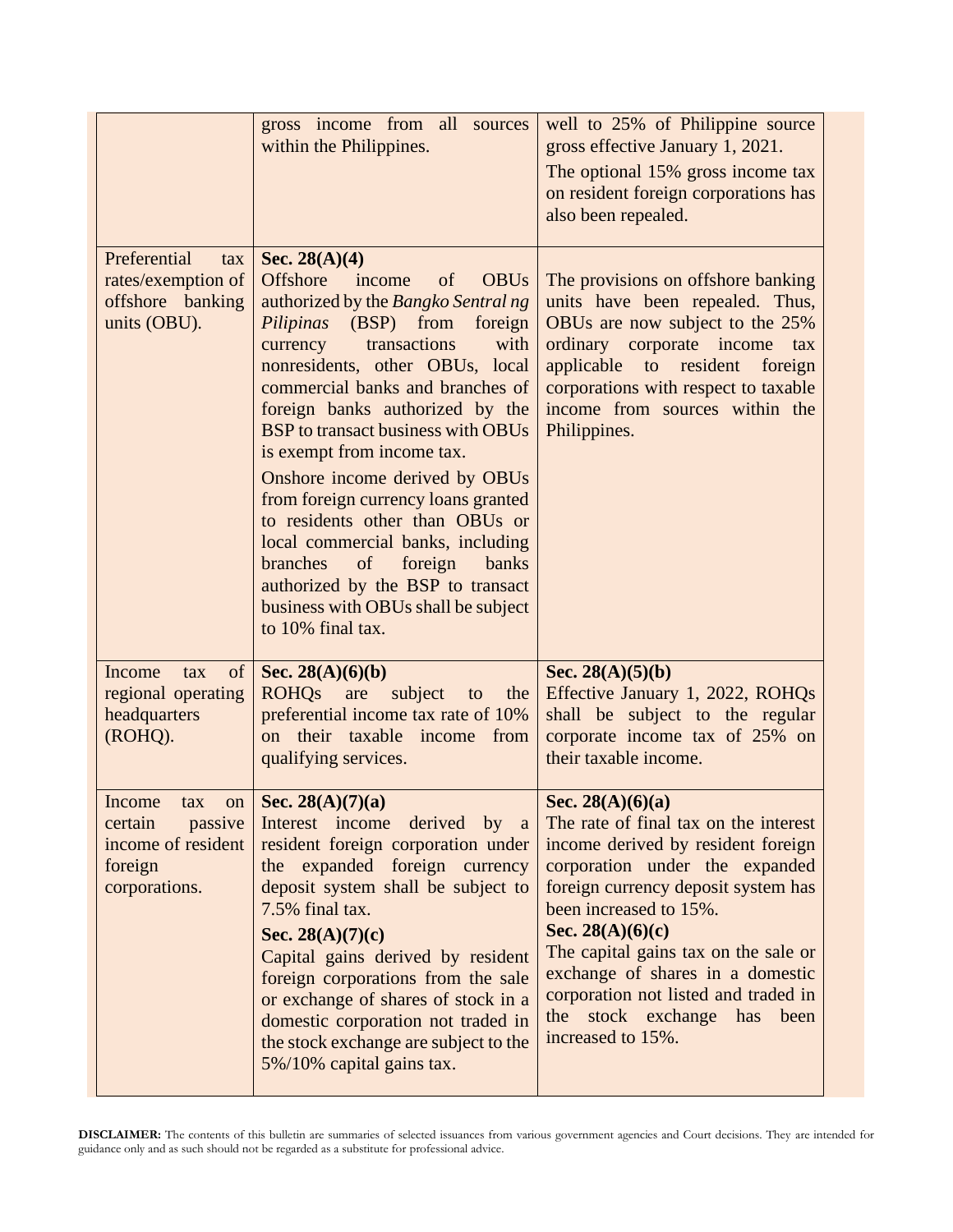| | | |
|---|---|---|
| | gross income from all sources within the Philippines. | well to 25% of Philippine source gross effective January 1, 2021.<br><br>The optional 15% gross income tax on resident foreign corporations has also been repealed. |
| Preferential tax rates/exemption of offshore banking units (OBU). | **Sec. 28(A)(4)**<br>Offshore income of OBUs authorized by the *Bangko Sentral ng Pilipinas* (BSP) from foreign currency transactions with nonresidents, other OBUs, local commercial banks and branches of foreign banks authorized by the BSP to transact business with OBUs is exempt from income tax.<br><br>Onshore income derived by OBUs from foreign currency loans granted to residents other than OBUs or local commercial banks, including branches of foreign banks authorized by the BSP to transact business with OBUs shall be subject to 10% final tax. | The provisions on offshore banking units have been repealed. Thus, OBUs are now subject to the 25% ordinary corporate income tax applicable to resident foreign corporations with respect to taxable income from sources within the Philippines. |
| Income tax of regional operating headquarters (ROHQ). | **Sec. 28(A)(6)(b)**<br>ROHQs are subject to the preferential income tax rate of 10% on their taxable income from qualifying services. | **Sec. 28(A)(5)(b)**<br>Effective January 1, 2022, ROHQs shall be subject to the regular corporate income tax of 25% on their taxable income. |
| Income tax on certain passive income of resident foreign corporations. | **Sec. 28(A)(7)(a)**<br>Interest income derived by a resident foreign corporation under the expanded foreign currency deposit system shall be subject to 7.5% final tax.<br><br>**Sec. 28(A)(7)(c)**<br>Capital gains derived by resident foreign corporations from the sale or exchange of shares of stock in a domestic corporation not traded in the stock exchange are subject to the 5%/10% capital gains tax. | **Sec. 28(A)(6)(a)**<br>The rate of final tax on the interest income derived by resident foreign corporation under the expanded foreign currency deposit system has been increased to 15%.<br>**Sec. 28(A)(6)(c)**<br>The capital gains tax on the sale or exchange of shares in a domestic corporation not listed and traded in the stock exchange has been increased to 15%. |

**DISCLAIMER:** The contents of this bulletin are summaries of selected issuances from various government agencies and Court decisions. They are intended for guidance only and as such should not be regarded as a substitute for professional advice.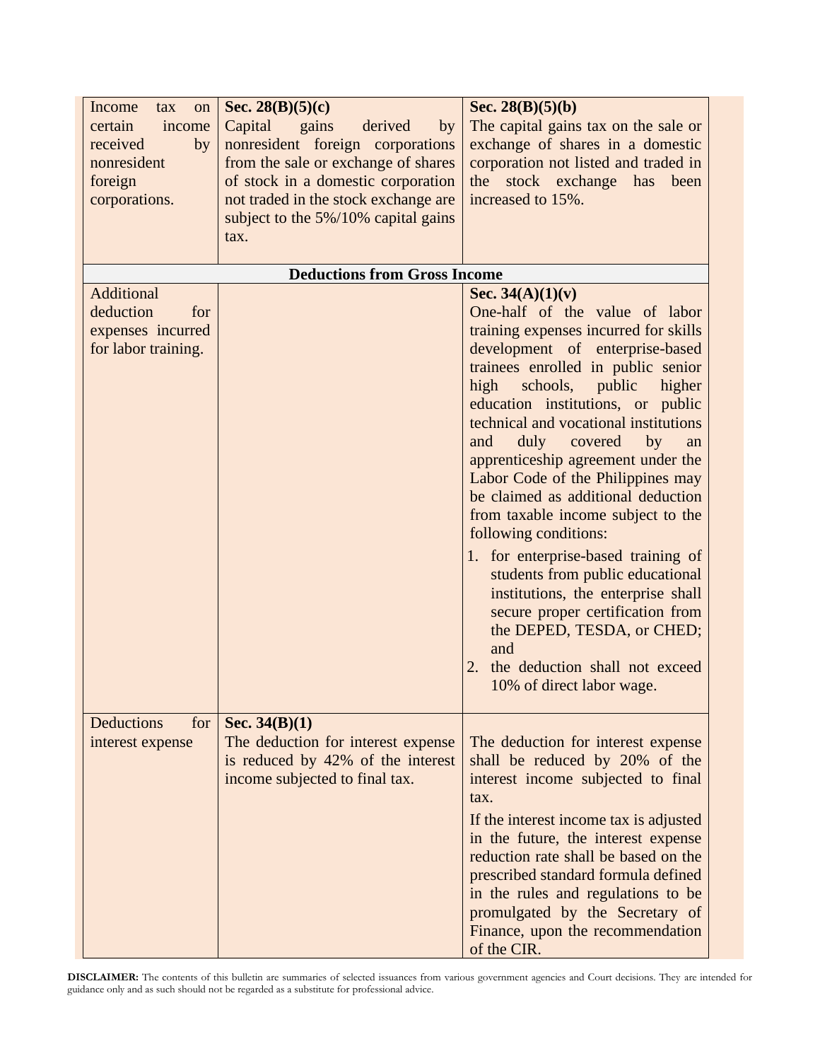| | | |
|---|---|---|
| Income tax on certain income received by nonresident foreign corporations. | **Sec. 28(B)(5)(c)**<br>Capital gains derived by nonresident foreign corporations from the sale or exchange of shares of stock in a domestic corporation not traded in the stock exchange are subject to the 5%/10% capital gains tax. | **Sec. 28(B)(5)(b)**<br>The capital gains tax on the sale or exchange of shares in a domestic corporation not listed and traded in the stock exchange has been increased to 15%. |
| **Deductions from Gross Income** | | |
| Additional deduction for expenses incurred for labor training. | | **Sec. 34(A)(1)(v)**<br>One-half of the value of labor training expenses incurred for skills development of enterprise-based trainees enrolled in public senior high schools, public higher education institutions, or public technical and vocational institutions and duly covered by an apprenticeship agreement under the Labor Code of the Philippines may be claimed as additional deduction from taxable income subject to the following conditions:<br>1. for enterprise-based training of students from public educational institutions, the enterprise shall secure proper certification from the DEPED, TESDA, or CHED; and<br>2. the deduction shall not exceed 10% of direct labor wage. |
| Deductions for interest expense | **Sec. 34(B)(1)**<br>The deduction for interest expense is reduced by 42% of the interest income subjected to final tax. | The deduction for interest expense shall be reduced by 20% of the interest income subjected to final tax.<br>If the interest income tax is adjusted in the future, the interest expense reduction rate shall be based on the prescribed standard formula defined in the rules and regulations to be promulgated by the Secretary of Finance, upon the recommendation of the CIR. |

**DISCLAIMER:** The contents of this bulletin are summaries of selected issuances from various government agencies and Court decisions. They are intended for guidance only and as such should not be regarded as a substitute for professional advice.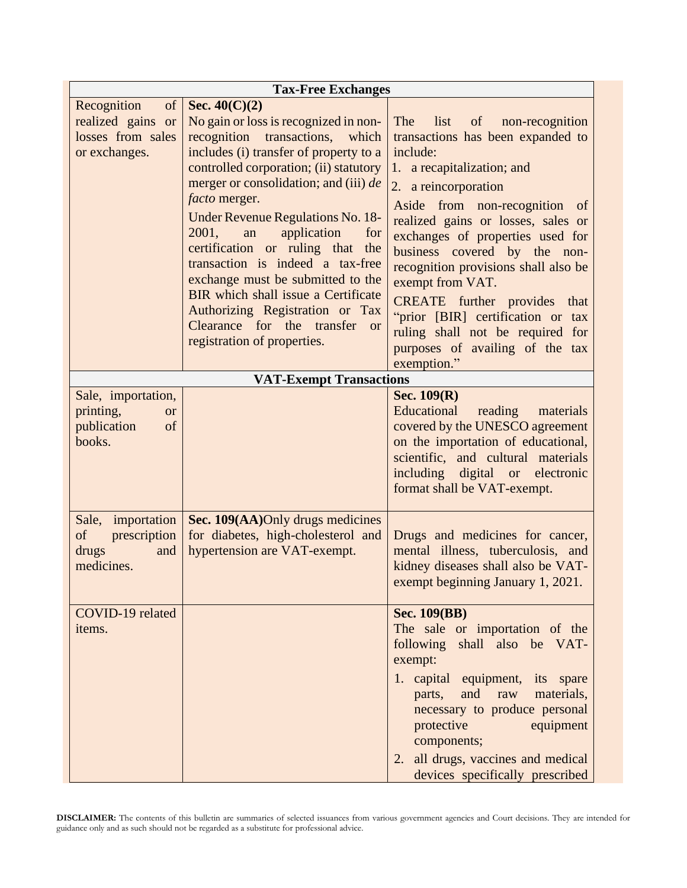| Tax-Free Exchanges | | |
|---|---|---|
| Recognition of realized gains or losses from sales or exchanges. | **Sec. 40(C)(2)** No gain or loss is recognized in non-recognition transactions, which includes (i) transfer of property to a controlled corporation; (ii) statutory merger or consolidation; and (iii) *de facto* merger. Under Revenue Regulations No. 18-2001, an application for certification or ruling that the transaction is indeed a tax-free exchange must be submitted to the BIR which shall issue a Certificate Authorizing Registration or Tax Clearance for the transfer or registration of properties. | The list of non-recognition transactions has been expanded to include: 1. a recapitalization; and 2. a reincorporation. Aside from non-recognition of realized gains or losses, sales or exchanges of properties used for business covered by the non-recognition provisions shall also be exempt from VAT. CREATE further provides that "prior [BIR] certification or tax ruling shall not be required for purposes of availing of the tax exemption." |
| **VAT-Exempt Transactions** | | |
| Sale, importation, printing, or publication of books. | | **Sec. 109(R)** Educational reading materials covered by the UNESCO agreement on the importation of educational, scientific, and cultural materials including digital or electronic format shall be VAT-exempt. |
| Sale, importation of prescription drugs and medicines. | **Sec. 109(AA)** Only drugs medicines for diabetes, high-cholesterol and hypertension are VAT-exempt. | Drugs and medicines for cancer, mental illness, tuberculosis, and kidney diseases shall also be VAT-exempt beginning January 1, 2021. |
| COVID-19 related items. | | **Sec. 109(BB)** The sale or importation of the following shall also be VAT-exempt: 1. capital equipment, its spare parts, and raw materials, necessary to produce personal protective equipment components; 2. all drugs, vaccines and medical devices specifically prescribed |

**DISCLAIMER:** The contents of this bulletin are summaries of selected issuances from various government agencies and Court decisions. They are intended for guidance only and as such should not be regarded as a substitute for professional advice.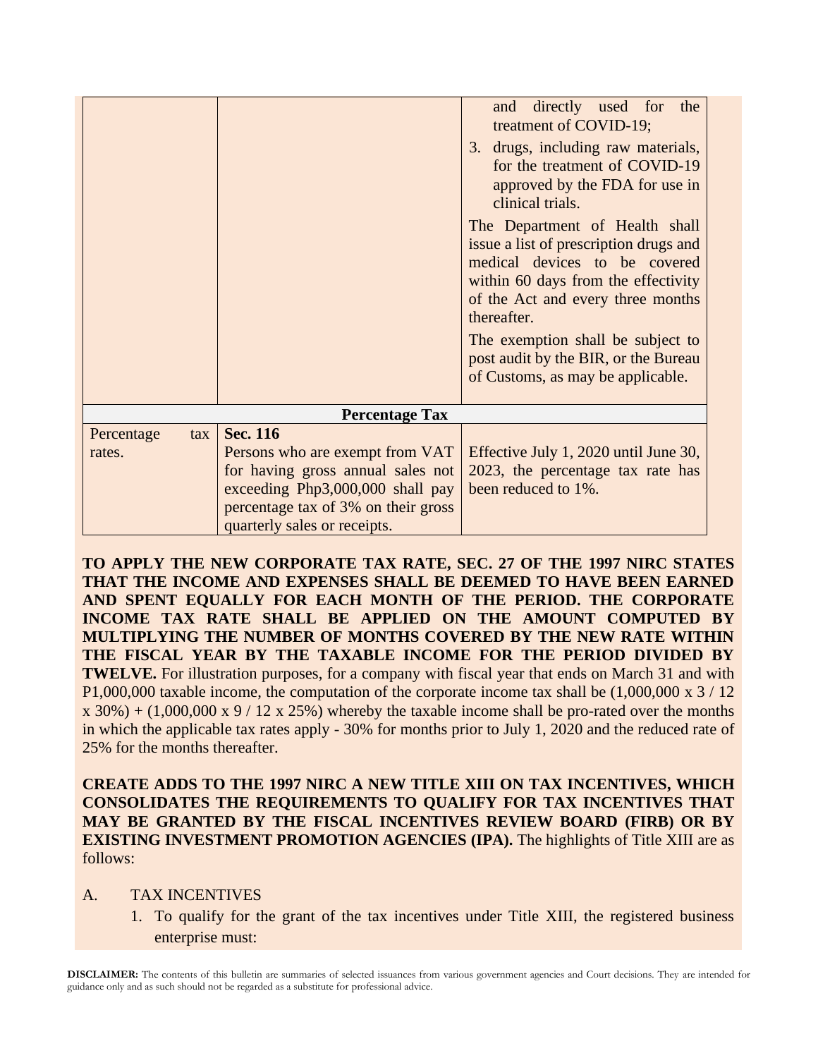| | | |
|---|---|---|
| | | and directly used for the treatment of COVID-19;<br>3. drugs, including raw materials, for the treatment of COVID-19 approved by the FDA for use in clinical trials.<br><br>The Department of Health shall issue a list of prescription drugs and medical devices to be covered within 60 days from the effectivity of the Act and every three months thereafter.<br><br>The exemption shall be subject to post audit by the BIR, or the Bureau of Customs, as may be applicable. |
| **Percentage Tax** | | |
| Percentage tax rates. | **Sec. 116**<br>Persons who are exempt from VAT for having gross annual sales not exceeding Php3,000,000 shall pay percentage tax of 3% on their gross quarterly sales or receipts. | Effective July 1, 2020 until June 30, 2023, the percentage tax rate has been reduced to 1%. |

**TO APPLY THE NEW CORPORATE TAX RATE, SEC. 27 OF THE 1997 NIRC STATES THAT THE INCOME AND EXPENSES SHALL BE DEEMED TO HAVE BEEN EARNED AND SPENT EQUALLY FOR EACH MONTH OF THE PERIOD. THE CORPORATE INCOME TAX RATE SHALL BE APPLIED ON THE AMOUNT COMPUTED BY MULTIPLYING THE NUMBER OF MONTHS COVERED BY THE NEW RATE WITHIN THE FISCAL YEAR BY THE TAXABLE INCOME FOR THE PERIOD DIVIDED BY TWELVE.** For illustration purposes, for a company with fiscal year that ends on March 31 and with P1,000,000 taxable income, the computation of the corporate income tax shall be (1,000,000 x 3 / 12 x 30%) + (1,000,000 x 9 / 12 x 25%) whereby the taxable income shall be pro-rated over the months in which the applicable tax rates apply - 30% for months prior to July 1, 2020 and the reduced rate of 25% for the months thereafter.

**CREATE ADDS TO THE 1997 NIRC A NEW TITLE XIII ON TAX INCENTIVES, WHICH CONSOLIDATES THE REQUIREMENTS TO QUALIFY FOR TAX INCENTIVES THAT MAY BE GRANTED BY THE FISCAL INCENTIVES REVIEW BOARD (FIRB) OR BY EXISTING INVESTMENT PROMOTION AGENCIES (IPA).** The highlights of Title XIII are as follows:

A. TAX INCENTIVES

1. To qualify for the grant of the tax incentives under Title XIII, the registered business enterprise must:

**DISCLAIMER:** The contents of this bulletin are summaries of selected issuances from various government agencies and Court decisions. They are intended for guidance only and as such should not be regarded as a substitute for professional advice.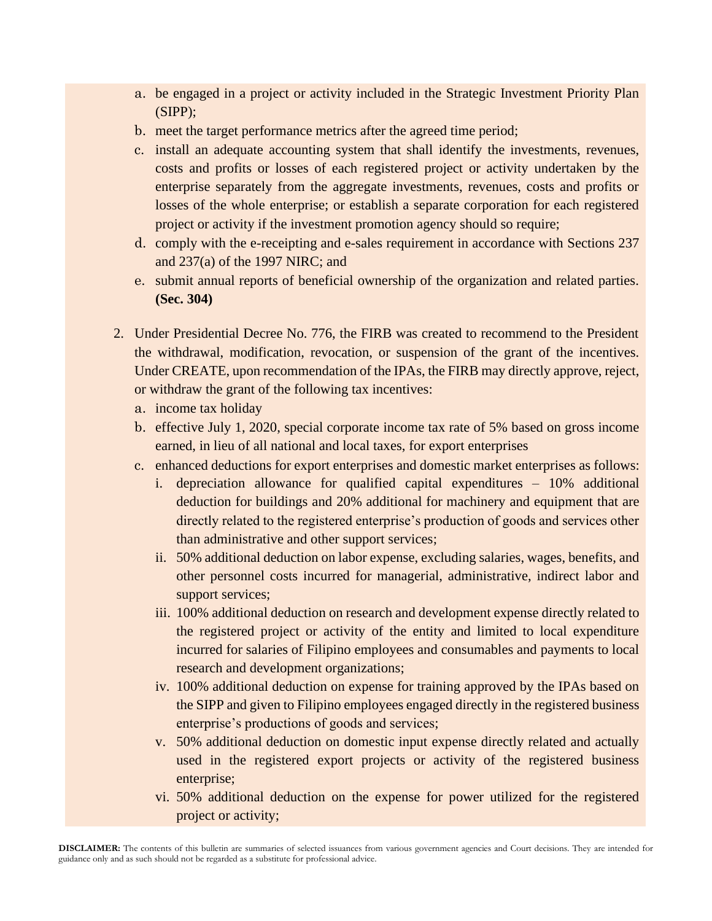a. be engaged in a project or activity included in the Strategic Investment Priority Plan (SIPP);
   b. meet the target performance metrics after the agreed time period;
   c. install an adequate accounting system that shall identify the investments, revenues, costs and profits or losses of each registered project or activity undertaken by the enterprise separately from the aggregate investments, revenues, costs and profits or losses of the whole enterprise; or establish a separate corporation for each registered project or activity if the investment promotion agency should so require;
   d. comply with the e-receipting and e-sales requirement in accordance with Sections 237 and 237(a) of the 1997 NIRC; and
   e. submit annual reports of beneficial ownership of the organization and related parties. **(Sec. 304)**

2. Under Presidential Decree No. 776, the FIRB was created to recommend to the President the withdrawal, modification, revocation, or suspension of the grant of the incentives. Under CREATE, upon recommendation of the IPAs, the FIRB may directly approve, reject, or withdraw the grant of the following tax incentives:
   a. income tax holiday
   b. effective July 1, 2020, special corporate income tax rate of 5% based on gross income earned, in lieu of all national and local taxes, for export enterprises
   c. enhanced deductions for export enterprises and domestic market enterprises as follows:
      i. depreciation allowance for qualified capital expenditures – 10% additional deduction for buildings and 20% additional for machinery and equipment that are directly related to the registered enterprise's production of goods and services other than administrative and other support services;
      ii. 50% additional deduction on labor expense, excluding salaries, wages, benefits, and other personnel costs incurred for managerial, administrative, indirect labor and support services;
      iii. 100% additional deduction on research and development expense directly related to the registered project or activity of the entity and limited to local expenditure incurred for salaries of Filipino employees and consumables and payments to local research and development organizations;
      iv. 100% additional deduction on expense for training approved by the IPAs based on the SIPP and given to Filipino employees engaged directly in the registered business enterprise's productions of goods and services;
      v. 50% additional deduction on domestic input expense directly related and actually used in the registered export projects or activity of the registered business enterprise;
      vi. 50% additional deduction on the expense for power utilized for the registered project or activity;

**DISCLAIMER:** The contents of this bulletin are summaries of selected issuances from various government agencies and Court decisions. They are intended for guidance only and as such should not be regarded as a substitute for professional advice.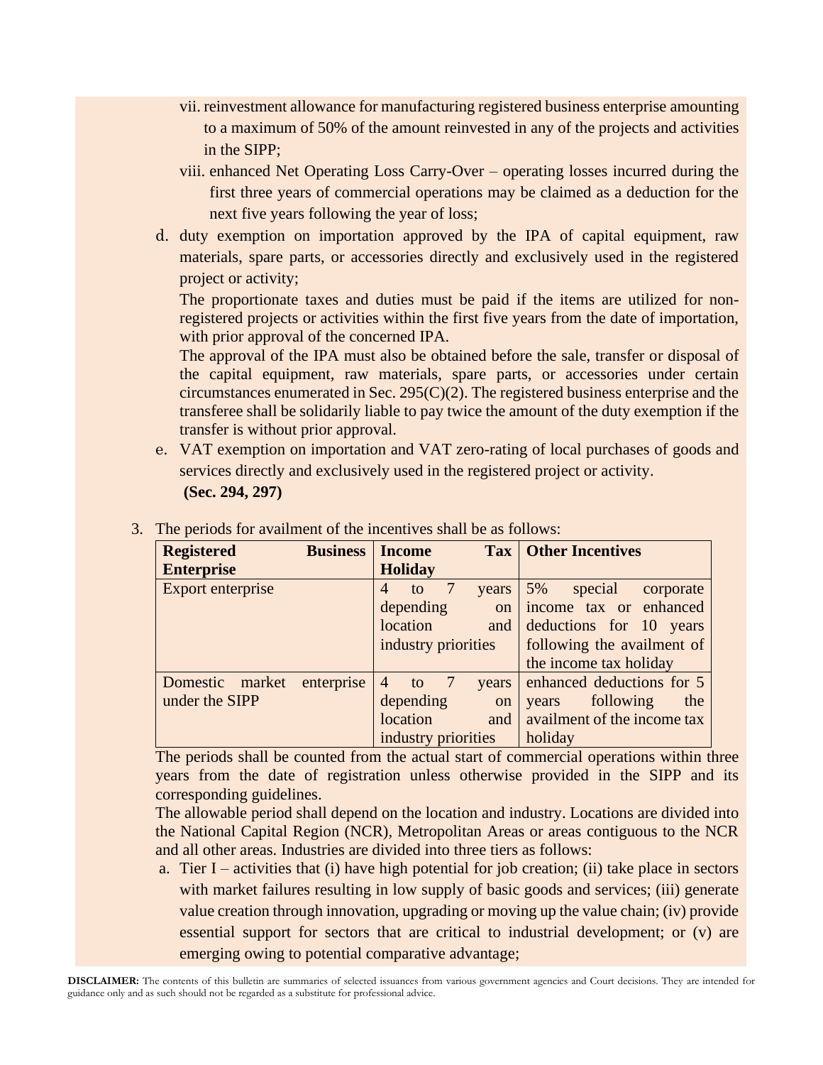vii. reinvestment allowance for manufacturing registered business enterprise amounting to a maximum of 50% of the amount reinvested in any of the projects and activities in the SIPP;

viii. enhanced Net Operating Loss Carry-Over – operating losses incurred during the first three years of commercial operations may be claimed as a deduction for the next five years following the year of loss;

d. duty exemption on importation approved by the IPA of capital equipment, raw materials, spare parts, or accessories directly and exclusively used in the registered project or activity;

The proportionate taxes and duties must be paid if the items are utilized for non-registered projects or activities within the first five years from the date of importation, with prior approval of the concerned IPA.

The approval of the IPA must also be obtained before the sale, transfer or disposal of the capital equipment, raw materials, spare parts, or accessories under certain circumstances enumerated in Sec. 295(C)(2). The registered business enterprise and the transferee shall be solidarily liable to pay twice the amount of the duty exemption if the transfer is without prior approval.

e. VAT exemption on importation and VAT zero-rating of local purchases of goods and services directly and exclusively used in the registered project or activity.

**(Sec. 294, 297)**

3. The periods for availment of the incentives shall be as follows:

| Registered Business Enterprise | Income Tax Holiday | Other Incentives |
|---|---|---|
| Export enterprise | 4 to 7 years depending on location and industry priorities | 5% special corporate income tax or enhanced deductions for 10 years following the availment of the income tax holiday |
| Domestic market enterprise under the SIPP | 4 to 7 years depending on location and industry priorities | enhanced deductions for 5 years following the availment of the income tax holiday |

The periods shall be counted from the actual start of commercial operations within three years from the date of registration unless otherwise provided in the SIPP and its corresponding guidelines.

The allowable period shall depend on the location and industry. Locations are divided into the National Capital Region (NCR), Metropolitan Areas or areas contiguous to the NCR and all other areas. Industries are divided into three tiers as follows:

a. Tier I – activities that (i) have high potential for job creation; (ii) take place in sectors with market failures resulting in low supply of basic goods and services; (iii) generate value creation through innovation, upgrading or moving up the value chain; (iv) provide essential support for sectors that are critical to industrial development; or (v) are emerging owing to potential comparative advantage;

**DISCLAIMER:** The contents of this bulletin are summaries of selected issuances from various government agencies and Court decisions. They are intended for guidance only and as such should not be regarded as a substitute for professional advice.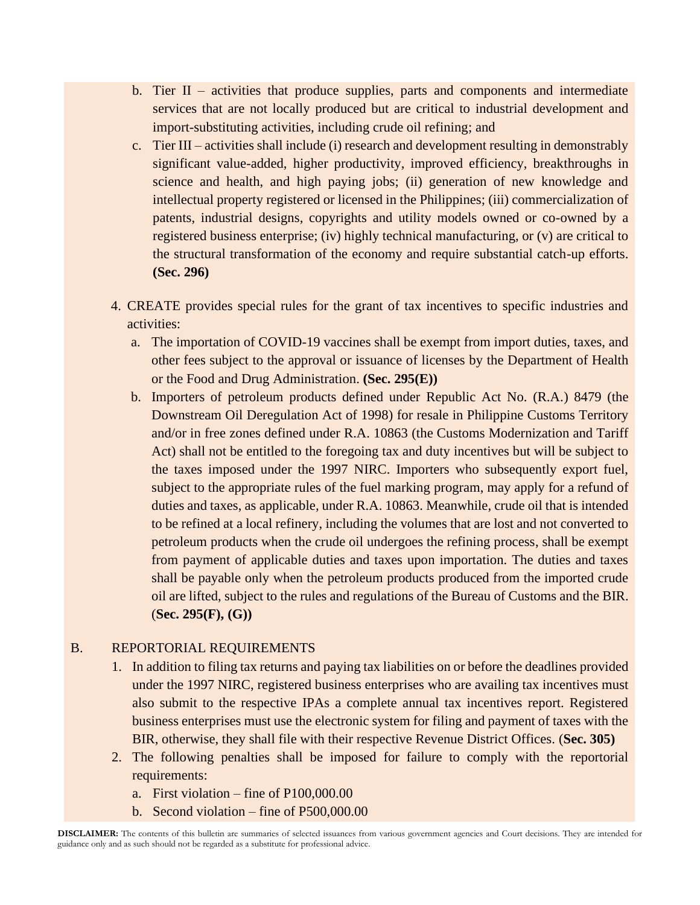b. Tier II – activities that produce supplies, parts and components and intermediate services that are not locally produced but are critical to industrial development and import-substituting activities, including crude oil refining; and
   c. Tier III – activities shall include (i) research and development resulting in demonstrably significant value-added, higher productivity, improved efficiency, breakthroughs in science and health, and high paying jobs; (ii) generation of new knowledge and intellectual property registered or licensed in the Philippines; (iii) commercialization of patents, industrial designs, copyrights and utility models owned or co-owned by a registered business enterprise; (iv) highly technical manufacturing, or (v) are critical to the structural transformation of the economy and require substantial catch-up efforts. **(Sec. 296)**

4. CREATE provides special rules for the grant of tax incentives to specific industries and activities:
   a. The importation of COVID-19 vaccines shall be exempt from import duties, taxes, and other fees subject to the approval or issuance of licenses by the Department of Health or the Food and Drug Administration. **(Sec. 295(E))**
   b. Importers of petroleum products defined under Republic Act No. (R.A.) 8479 (the Downstream Oil Deregulation Act of 1998) for resale in Philippine Customs Territory and/or in free zones defined under R.A. 10863 (the Customs Modernization and Tariff Act) shall not be entitled to the foregoing tax and duty incentives but will be subject to the taxes imposed under the 1997 NIRC. Importers who subsequently export fuel, subject to the appropriate rules of the fuel marking program, may apply for a refund of duties and taxes, as applicable, under R.A. 10863. Meanwhile, crude oil that is intended to be refined at a local refinery, including the volumes that are lost and not converted to petroleum products when the crude oil undergoes the refining process, shall be exempt from payment of applicable duties and taxes upon importation. The duties and taxes shall be payable only when the petroleum products produced from the imported crude oil are lifted, subject to the rules and regulations of the Bureau of Customs and the BIR. (**Sec. 295(F), (G))**

B. REPORTORIAL REQUIREMENTS

1. In addition to filing tax returns and paying tax liabilities on or before the deadlines provided under the 1997 NIRC, registered business enterprises who are availing tax incentives must also submit to the respective IPAs a complete annual tax incentives report. Registered business enterprises must use the electronic system for filing and payment of taxes with the BIR, otherwise, they shall file with their respective Revenue District Offices. (**Sec. 305)**
2. The following penalties shall be imposed for failure to comply with the reportorial requirements:
   a. First violation – fine of P100,000.00
   b. Second violation – fine of P500,000.00

**DISCLAIMER:** The contents of this bulletin are summaries of selected issuances from various government agencies and Court decisions. They are intended for guidance only and as such should not be regarded as a substitute for professional advice.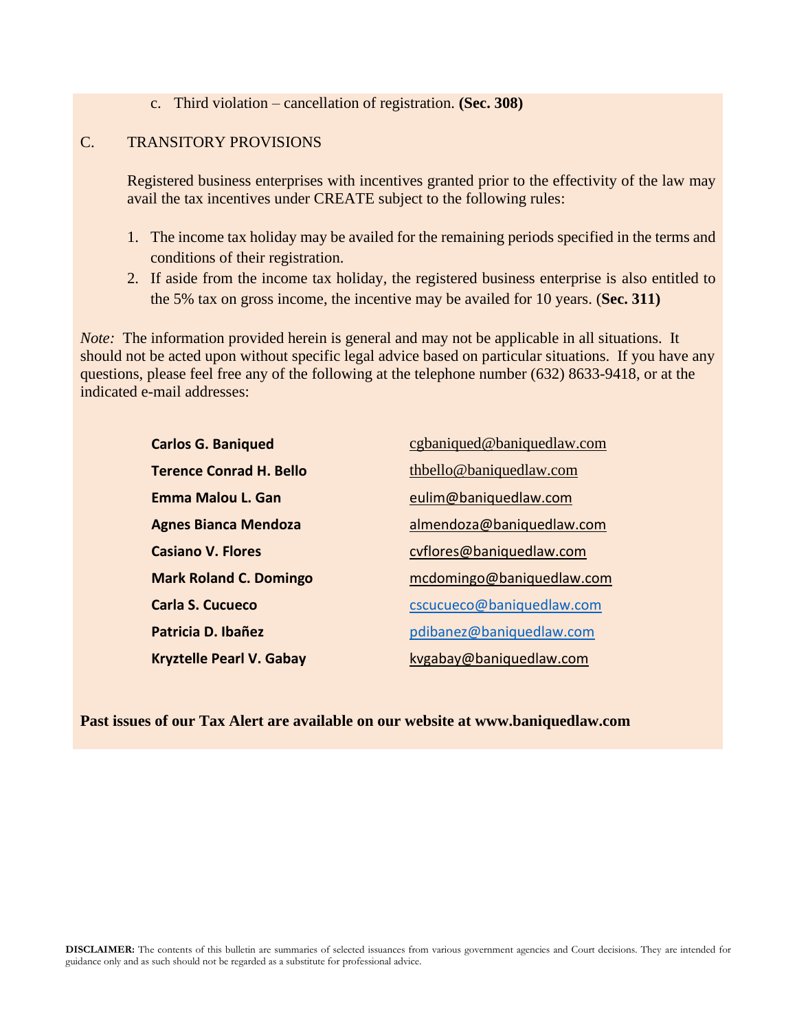c. Third violation – cancellation of registration. **(Sec. 308)**

## C. TRANSITORY PROVISIONS

Registered business enterprises with incentives granted prior to the effectivity of the law may avail the tax incentives under CREATE subject to the following rules:

1. The income tax holiday may be availed for the remaining periods specified in the terms and conditions of their registration.
2. If aside from the income tax holiday, the registered business enterprise is also entitled to the 5% tax on gross income, the incentive may be availed for 10 years. (**Sec. 311)**

*Note:* The information provided herein is general and may not be applicable in all situations. It should not be acted upon without specific legal advice based on particular situations. If you have any questions, please feel free any of the following at the telephone number (632) 8633-9418, or at the indicated e-mail addresses:

| | |
|---|---|
| **Carlos G. Baniqued** | cgbaniqued@baniquedlaw.com |
| **Terence Conrad H. Bello** | thbello@baniquedlaw.com |
| **Emma Malou L. Gan** | eulim@baniquedlaw.com |
| **Agnes Bianca Mendoza** | almendoza@baniquedlaw.com |
| **Casiano V. Flores** | cvflores@baniquedlaw.com |
| **Mark Roland C. Domingo** | mcdomingo@baniquedlaw.com |
| **Carla S. Cucueco** | cscucueco@baniquedlaw.com |
| **Patricia D. Ibañez** | pdibanez@baniquedlaw.com |
| **Kryztelle Pearl V. Gabay** | kvgabay@baniquedlaw.com |

**Past issues of our Tax Alert are available on our website at www.baniquedlaw.com**

**DISCLAIMER:** The contents of this bulletin are summaries of selected issuances from various government agencies and Court decisions. They are intended for guidance only and as such should not be regarded as a substitute for professional advice.